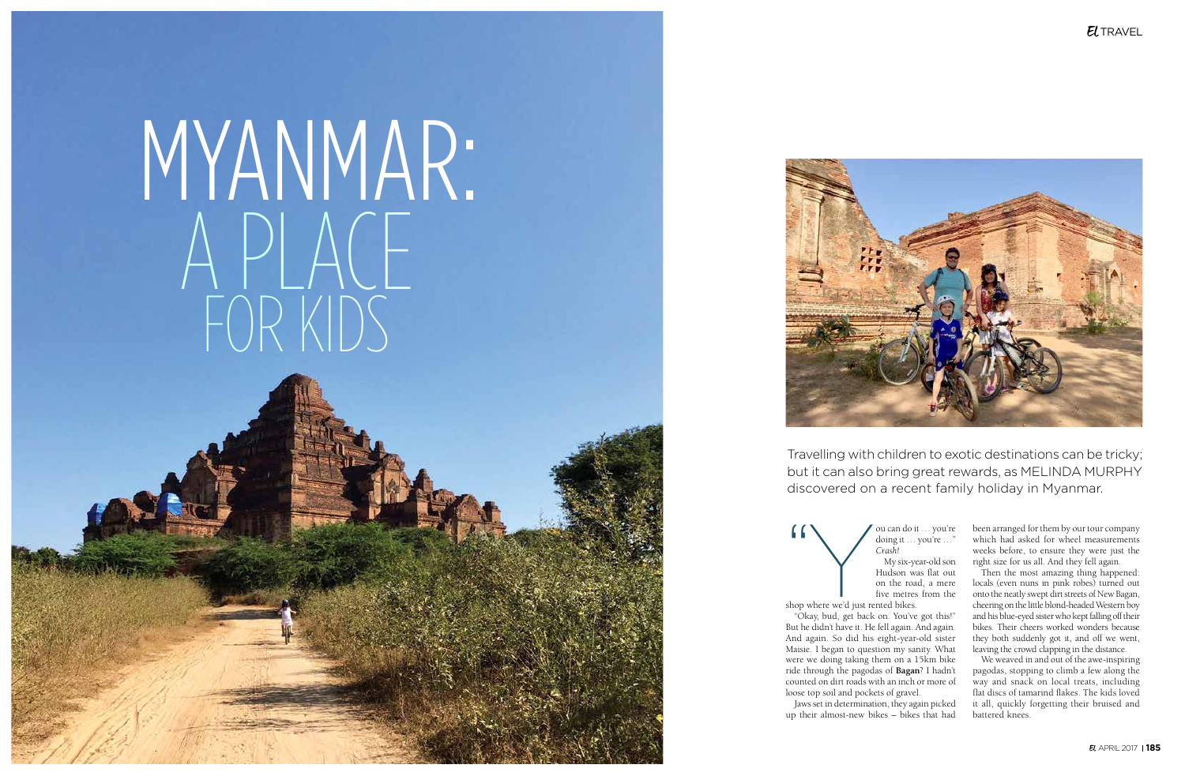# MYANMAR: A PLACE FOR KIDS

Travelling with children to exotic destinations can be tricky; but it can also bring great rewards, as MELINDA MURPHY discovered on a recent family holiday in Myanmar.

"You can do it … you're doing it … you're …" *Crash!*

My six-year-old son Hudson was flat out on the road, a mere five metres from the shop where we'd just rented bikes.

"Okay, bud, get back on. You've got this!" But he didn't have it. He fell again. And again. And again. So did his eight-year-old sister Maisie. I began to question my sanity. What were we doing taking them on a 15km bike ride through the pagodas of **Bagan**? I hadn't counted on dirt roads with an inch or more of loose top soil and pockets of gravel.

Jaws set in determination, they again picked up their almost-new bikes – bikes that had been arranged for them by our tour company which had asked for wheel measurements weeks before, to ensure they were just the right size for us all. And they fell again.

Then the most amazing thing happened: locals (even nuns in pink robes) turned out onto the neatly swept dirt streets of New Bagan, cheering on the little blond-headed Western boy and his blue-eyed sister who kept falling off their bikes. Their cheers worked wonders because they both suddenly got it, and off we went, leaving the crowd clapping in the distance.

We weaved in and out of the awe-inspiring pagodas, stopping to climb a few along the way and snack on local treats, including flat discs of tamarind flakes. The kids loved it all, quickly forgetting their bruised and battered knees.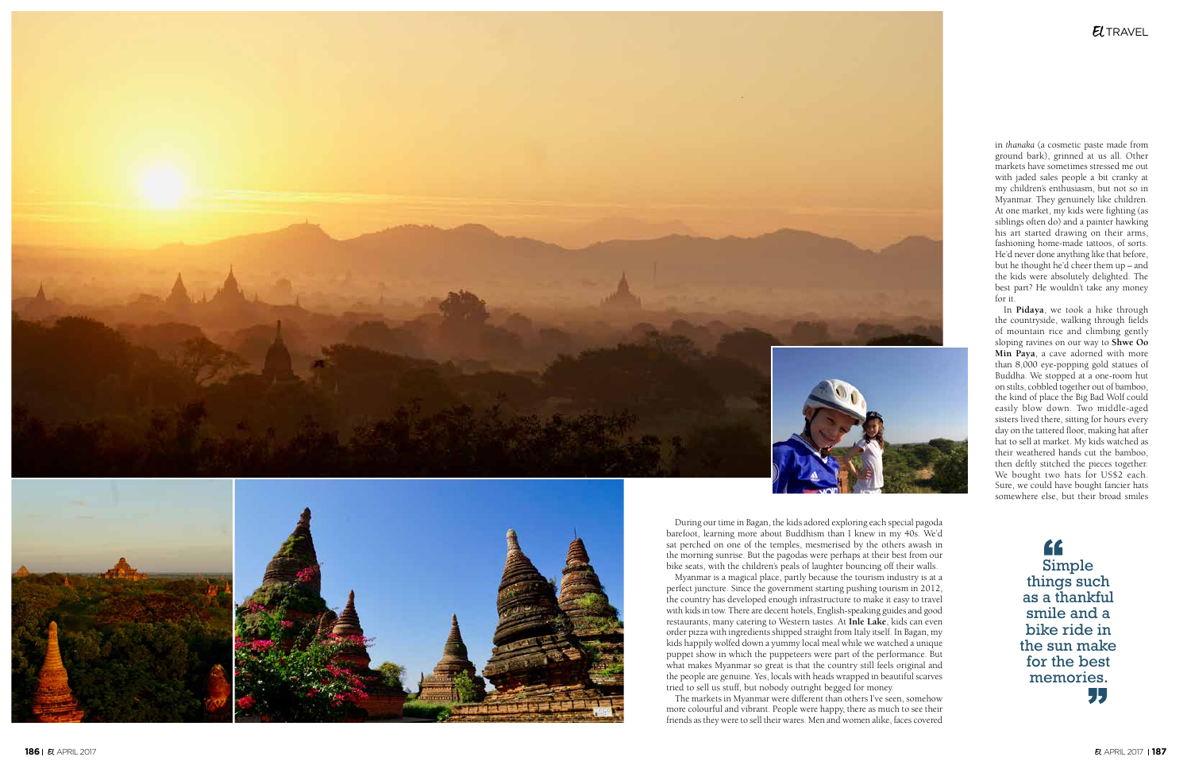During our time in Bagan, the kids adored exploring each special pagoda barefoot, learning more about Buddhism than I knew in my 40s. We'd sat perched on one of the temples, mesmerised by the others awash in the morning sunrise. But the pagodas were perhaps at their best from our bike seats, with the children's peals of laughter bouncing off their walls.

Myanmar is a magical place, partly because the tourism industry is at a perfect juncture. Since the government starting pushing tourism in 2012, the country has developed enough infrastructure to make it easy to travel with kids in tow. There are decent hotels, English-speaking guides and good restaurants, many catering to Western tastes. At **Inle Lake**, kids can even order pizza with ingredients shipped straight from Italy itself. In Bagan, my kids happily wolfed down a yummy local meal while we watched a unique puppet show in which the puppeteers were part of the performance. But what makes Myanmar so great is that the country still feels original and the people are genuine. Yes, locals with heads wrapped in beautiful scarves tried to sell us stuff, but nobody outright begged for money.

The markets in Myanmar were different than others I've seen, somehow more colourful and vibrant. People were happy, there as much to see their friends as they were to sell their wares. Men and women alike, faces covered in *thanaka* (a cosmetic paste made from ground bark), grinned at us all. Other markets have sometimes stressed me out with jaded sales people a bit cranky at my children's enthusiasm, but not so in Myanmar. They genuinely like children. At one market, my kids were fighting (as siblings often do) and a painter hawking his art started drawing on their arms, fashioning home-made tattoos, of sorts. He'd never done anything like that before, but he thought he'd cheer them up – and the kids were absolutely delighted. The best part? He wouldn't take any money for it.

In **Pidaya**, we took a hike through the countryside, walking through fields of mountain rice and climbing gently sloping ravines on our way to **Shwe Oo Min Paya**, a cave adorned with more than 8,000 eye-popping gold statues of Buddha. We stopped at a one-room hut on stilts, cobbled together out of bamboo, the kind of place the Big Bad Wolf could easily blow down. Two middle-aged sisters lived there, sitting for hours every day on the tattered floor, making hat after hat to sell at market. My kids watched as their weathered hands cut the bamboo, then deftly stitched the pieces together. We bought two hats for US$2 each. Sure, we could have bought fancier hats somewhere else, but their broad smiles

> "Simple things such as a thankful smile and a bike ride in the sun make for the best memories."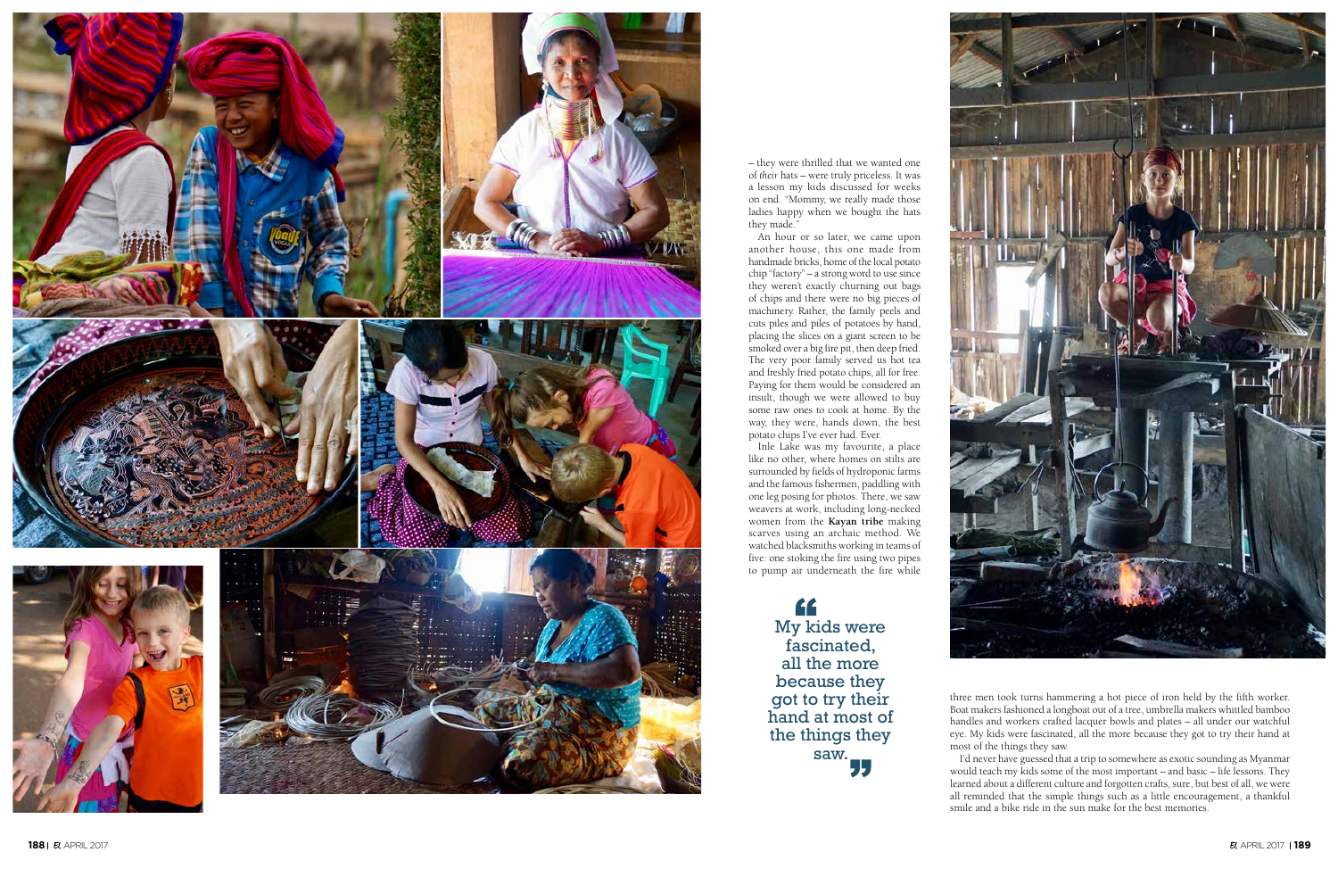– they were thrilled that we wanted one of *their* hats – were truly priceless. It was a lesson my kids discussed for weeks on end. "Mommy, we really made those ladies happy when we bought the hats they made."

An hour or so later, we came upon another house, this one made from handmade bricks, home of the local potato chip "factory" – a strong word to use since they weren't exactly churning out bags of chips and there were no big pieces of machinery. Rather, the family peels and cuts piles and piles of potatoes by hand, placing the slices on a giant screen to be smoked over a big fire pit, then deep fried. The very poor family served us hot tea and freshly fried potato chips, all for free. Paying for them would be considered an insult, though we were allowed to buy some raw ones to cook at home. By the way, they were, hands down, the best potato chips I've ever had. Ever.

Inle Lake was my favourite, a place like no other, where homes on stilts are surrounded by fields of hydroponic farms and the famous fishermen, paddling with one leg posing for photos. There, we saw weavers at work, including long-necked women from the **Kayan tribe** making scarves using an archaic method. We watched blacksmiths working in teams of five: one stoking the fire using two pipes to pump air underneath the fire while three men took turns hammering a hot piece of iron held by the fifth worker. Boat makers fashioned a longboat out of a tree, umbrella makers whittled bamboo handles and workers crafted lacquer bowls and plates – all under our watchful eye. My kids were fascinated, all the more because they got to try their hand at most of the things they saw.

> "My kids were fascinated, all the more because they got to try their hand at most of the things they saw."

I'd never have guessed that a trip to somewhere as exotic sounding as Myanmar would teach my kids some of the most important – and basic – life lessons. They learned about a different culture and forgotten crafts, sure, but best of all, we were all reminded that the simple things such as a little encouragement, a thankful smile and a bike ride in the sun make for the best memories.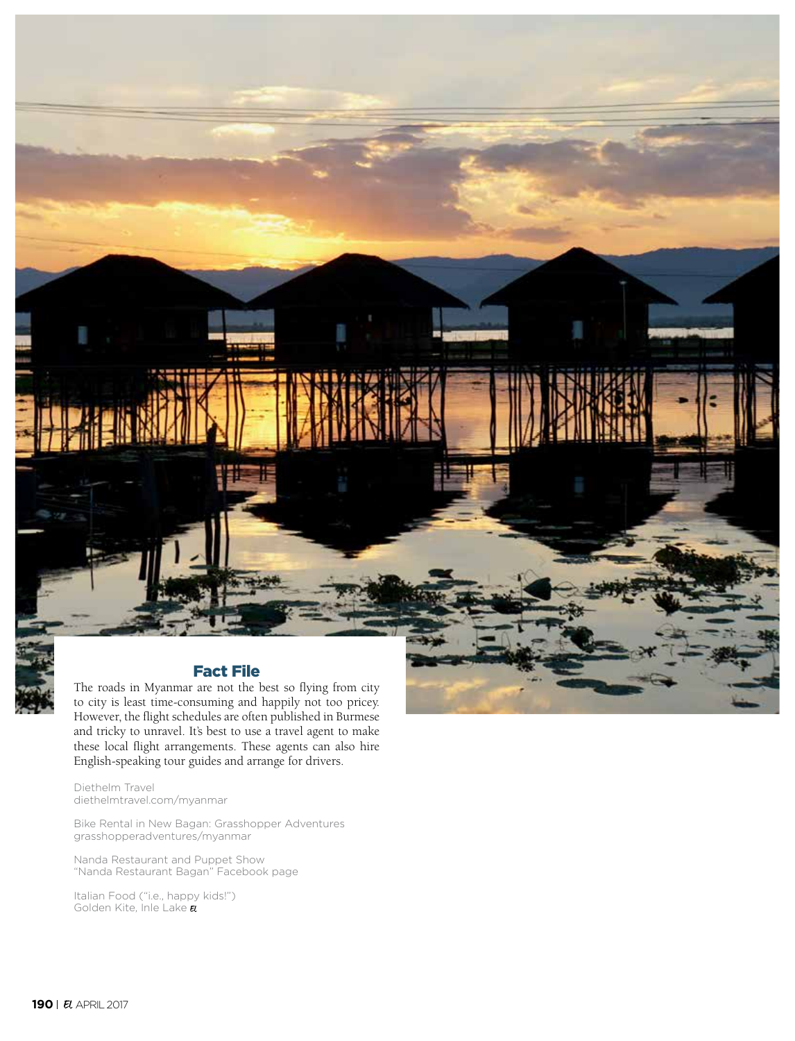## Fact File

The roads in Myanmar are not the best so flying from city to city is least time-consuming and happily not too pricey. However, the flight schedules are often published in Burmese and tricky to unravel. It's best to use a travel agent to make these local flight arrangements. These agents can also hire English-speaking tour guides and arrange for drivers.

Diethelm Travel
diethelmtravel.com/myanmar

Bike Rental in New Bagan: Grasshopper Adventures
grasshopperadventures/myanmar

Nanda Restaurant and Puppet Show
"Nanda Restaurant Bagan" Facebook page

Italian Food ("i.e., happy kids!")
Golden Kite, Inle Lake